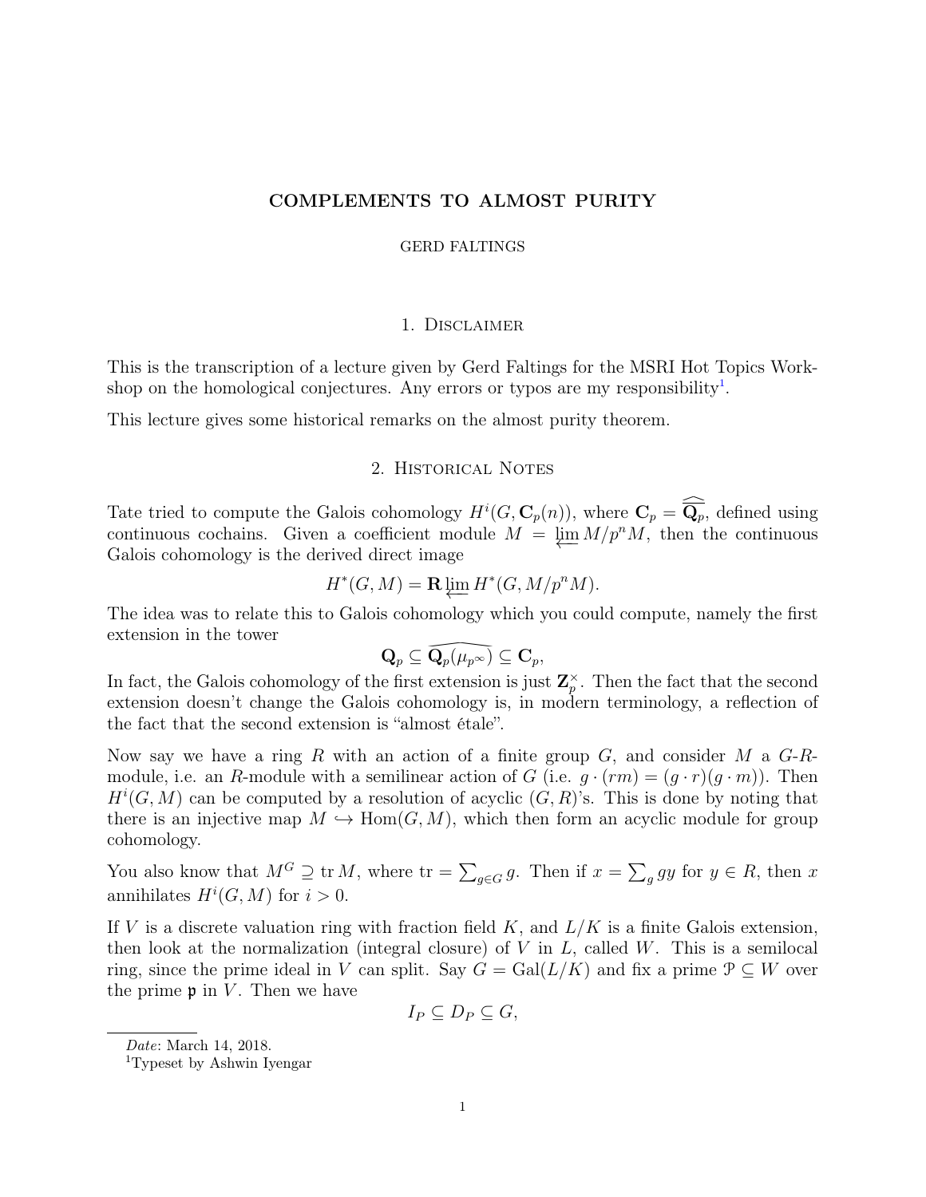# COMPLEMENTS TO ALMOST PURITY

GERD FALTINGS

## 1. Disclaimer

This is the transcription of a lecture given by Gerd Faltings for the MSRI Hot Topics Workshop on the homological conjectures. Any errors or typos are my responsibility[1].

This lecture gives some historical remarks on the almost purity theorem.

## 2. Historical Notes

Tate tried to compute the Galois cohomology $H^i(G, \mathbf{C}_p(n))$, where $\mathbf{C}_p = \widehat{\overline{\mathbf{Q}_p}}$, defined using continuous cochains. Given a coefficient module $M = \varprojlim M/p^n M$, then the continuous Galois cohomology is the derived direct image

$$H^*(G, M) = \mathbf{R} \varprojlim H^*(G, M/p^n M).$$

The idea was to relate this to Galois cohomology which you could compute, namely the first extension in the tower

$$\mathbf{Q}_p \subseteq \widehat{\mathbf{Q}_p(\mu_{p^\infty})} \subseteq \mathbf{C}_p,$$

In fact, the Galois cohomology of the first extension is just $\mathbf{Z}_p^\times$. Then the fact that the second extension doesn't change the Galois cohomology is, in modern terminology, a reflection of the fact that the second extension is "almost étale".

Now say we have a ring $R$ with an action of a finite group $G$, and consider $M$ a $G$-$R$-module, i.e. an $R$-module with a semilinear action of $G$ (i.e. $g \cdot (rm) = (g \cdot r)(g \cdot m)$). Then $H^i(G, M)$ can be computed by a resolution of acyclic $(G, R)$'s. This is done by noting that there is an injective map $M \hookrightarrow \mathrm{Hom}(G, M)$, which then form an acyclic module for group cohomology.

You also know that $M^G \supseteq \operatorname{tr} M$, where $\operatorname{tr} = \sum_{g \in G} g$. Then if $x = \sum_g gy$ for $y \in R$, then $x$ annihilates $H^i(G, M)$ for $i > 0$.

If $V$ is a discrete valuation ring with fraction field $K$, and $L/K$ is a finite Galois extension, then look at the normalization (integral closure) of $V$ in $L$, called $W$. This is a semilocal ring, since the prime ideal in $V$ can split. Say $G = \mathrm{Gal}(L/K)$ and fix a prime $\mathcal{P} \subseteq W$ over the prime $\mathfrak{p}$ in $V$. Then we have

$$I_P \subseteq D_P \subseteq G,$$

*Date*: March 14, 2018.

[1]Typeset by Ashwin Iyengar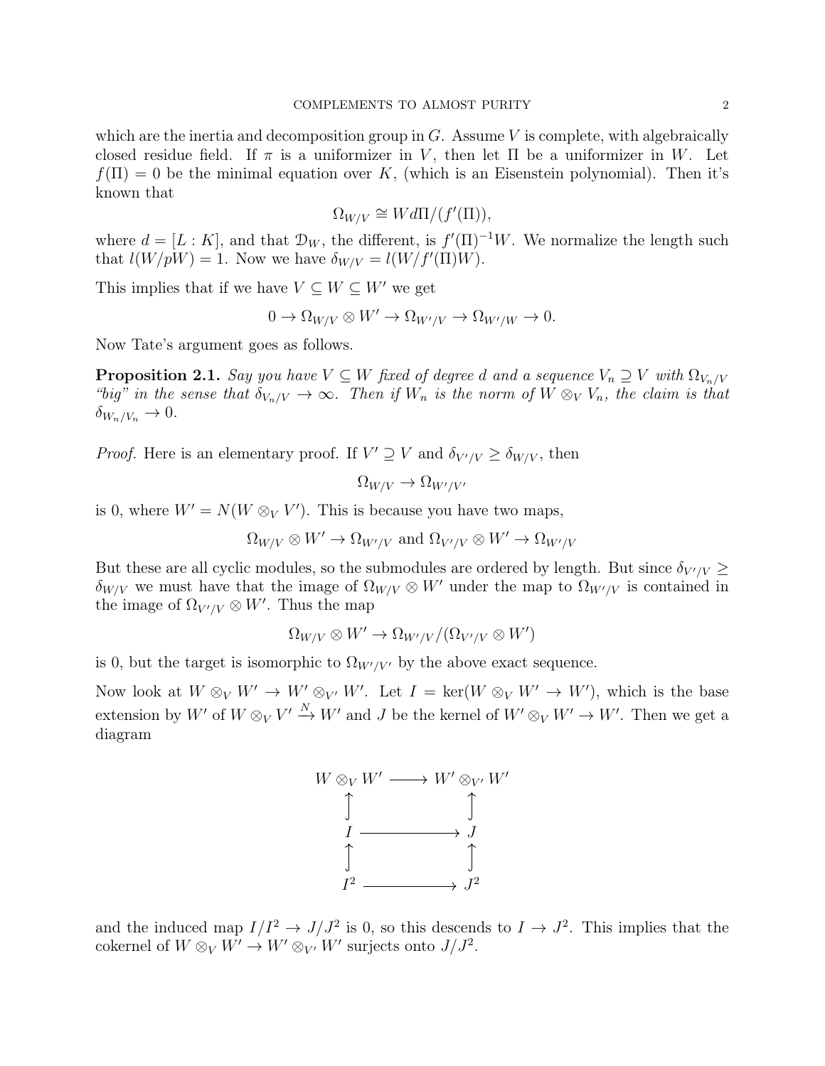which are the inertia and decomposition group in $G$. Assume $V$ is complete, with algebraically closed residue field. If $\pi$ is a uniformizer in $V$, then let $\Pi$ be a uniformizer in $W$. Let $f(\Pi) = 0$ be the minimal equation over $K$, (which is an Eisenstein polynomial). Then it's known that

$$\Omega_{W/V} \cong W d\Pi/(f'(\Pi)),$$

where $d = [L : K]$, and that $\mathcal{D}_W$, the different, is $f'(\Pi)^{-1}W$. We normalize the length such that $l(W/pW) = 1$. Now we have $\delta_{W/V} = l(W/f'(\Pi)W)$.

This implies that if we have $V \subseteq W \subseteq W'$ we get

$$0 \to \Omega_{W/V} \otimes W' \to \Omega_{W'/V} \to \Omega_{W'/W} \to 0.$$

Now Tate's argument goes as follows.

**Proposition 2.1.** *Say you have $V \subseteq W$ fixed of degree $d$ and a sequence $V_n \supseteq V$ with $\Omega_{V_n/V}$ "big" in the sense that $\delta_{V_n/V} \to \infty$. Then if $W_n$ is the norm of $W \otimes_V V_n$, the claim is that $\delta_{W_n/V_n} \to 0$.*

*Proof.* Here is an elementary proof. If $V' \supseteq V$ and $\delta_{V'/V} \geq \delta_{W/V}$, then

$$\Omega_{W/V} \to \Omega_{W'/V'}$$

is 0, where $W' = N(W \otimes_V V')$. This is because you have two maps,

$$\Omega_{W/V} \otimes W' \to \Omega_{W'/V} \text{ and } \Omega_{V'/V} \otimes W' \to \Omega_{W'/V}$$

But these are all cyclic modules, so the submodules are ordered by length. But since $\delta_{V'/V} \geq \delta_{W/V}$ we must have that the image of $\Omega_{W/V} \otimes W'$ under the map to $\Omega_{W'/V}$ is contained in the image of $\Omega_{V'/V} \otimes W'$. Thus the map

$$\Omega_{W/V} \otimes W' \to \Omega_{W'/V}/(\Omega_{V'/V} \otimes W')$$

is 0, but the target is isomorphic to $\Omega_{W'/V'}$ by the above exact sequence.

Now look at $W \otimes_V W' \to W' \otimes_{V'} W'$. Let $I = \ker(W \otimes_V W' \to W')$, which is the base extension by $W'$ of $W \otimes_V V' \xrightarrow{N} W'$ and $J$ be the kernel of $W' \otimes_V W' \to W'$. Then we get a diagram

$$\begin{array}{ccc}
W \otimes_V W' & \longrightarrow & W' \otimes_{V'} W' \\
\uparrow & & \uparrow \\
I & \longrightarrow & J \\
\uparrow & & \uparrow \\
I^2 & \longrightarrow & J^2
\end{array}$$

and the induced map $I/I^2 \to J/J^2$ is 0, so this descends to $I \to J^2$. This implies that the cokernel of $W \otimes_V W' \to W' \otimes_{V'} W'$ surjects onto $J/J^2$.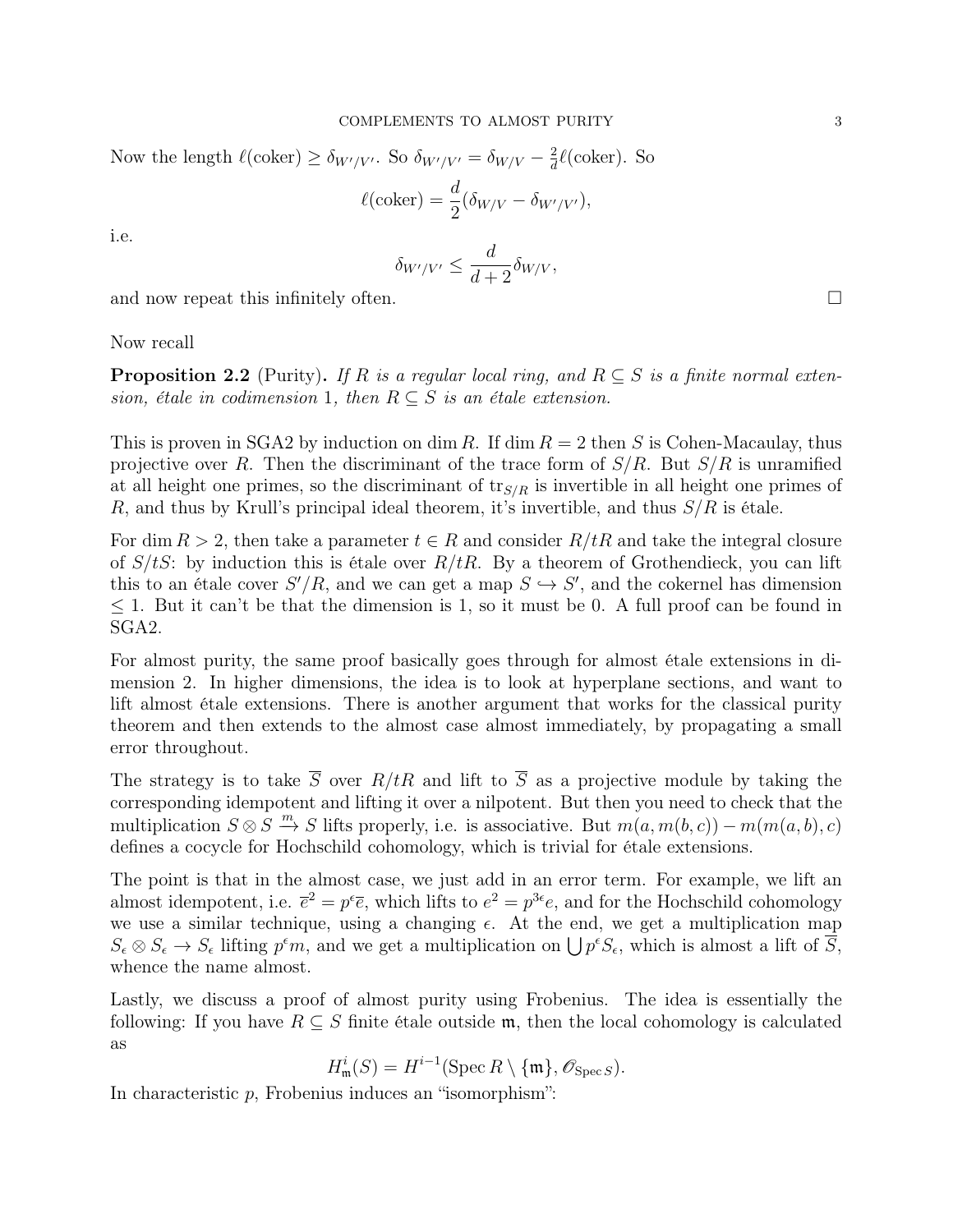Now the length $\ell(\text{coker}) \geq \delta_{W'/V'}$. So $\delta_{W'/V'} = \delta_{W/V} - \frac{2}{d}\ell(\text{coker})$. So

$$\ell(\text{coker}) = \frac{d}{2}(\delta_{W/V} - \delta_{W'/V'}),$$

i.e.

$$\delta_{W'/V'} \leq \frac{d}{d+2}\delta_{W/V},$$

and now repeat this infinitely often. □

Now recall

**Proposition 2.2** (Purity). *If $R$ is a regular local ring, and $R \subseteq S$ is a finite normal extension, étale in codimension 1, then $R \subseteq S$ is an étale extension.*

This is proven in SGA2 by induction on $\dim R$. If $\dim R = 2$ then $S$ is Cohen-Macaulay, thus projective over $R$. Then the discriminant of the trace form of $S/R$. But $S/R$ is unramified at all height one primes, so the discriminant of $\text{tr}_{S/R}$ is invertible in all height one primes of $R$, and thus by Krull's principal ideal theorem, it's invertible, and thus $S/R$ is étale.

For $\dim R > 2$, then take a parameter $t \in R$ and consider $R/tR$ and take the integral closure of $S/tS$: by induction this is étale over $R/tR$. By a theorem of Grothendieck, you can lift this to an étale cover $S'/R$, and we can get a map $S \hookrightarrow S'$, and the cokernel has dimension $\leq 1$. But it can't be that the dimension is 1, so it must be 0. A full proof can be found in SGA2.

For almost purity, the same proof basically goes through for almost étale extensions in dimension 2. In higher dimensions, the idea is to look at hyperplane sections, and want to lift almost étale extensions. There is another argument that works for the classical purity theorem and then extends to the almost case almost immediately, by propagating a small error throughout.

The strategy is to take $\overline{S}$ over $R/tR$ and lift to $\overline{S}$ as a projective module by taking the corresponding idempotent and lifting it over a nilpotent. But then you need to check that the multiplication $S \otimes S \xrightarrow{m} S$ lifts properly, i.e. is associative. But $m(a, m(b,c)) - m(m(a,b),c)$ defines a cocycle for Hochschild cohomology, which is trivial for étale extensions.

The point is that in the almost case, we just add in an error term. For example, we lift an almost idempotent, i.e. $\overline{e}^2 = p^\epsilon \overline{e}$, which lifts to $e^2 = p^{3\epsilon}e$, and for the Hochschild cohomology we use a similar technique, using a changing $\epsilon$. At the end, we get a multiplication map $S_\epsilon \otimes S_\epsilon \to S_\epsilon$ lifting $p^\epsilon m$, and we get a multiplication on $\bigcup p^\epsilon S_\epsilon$, which is almost a lift of $\overline{S}$, whence the name almost.

Lastly, we discuss a proof of almost purity using Frobenius. The idea is essentially the following: If you have $R \subseteq S$ finite étale outside $\mathfrak{m}$, then the local cohomology is calculated as

$$H^i_{\mathfrak{m}}(S) = H^{i-1}(\operatorname{Spec} R \setminus \{\mathfrak{m}\}, \mathscr{O}_{\operatorname{Spec} S}).$$

In characteristic $p$, Frobenius induces an "isomorphism":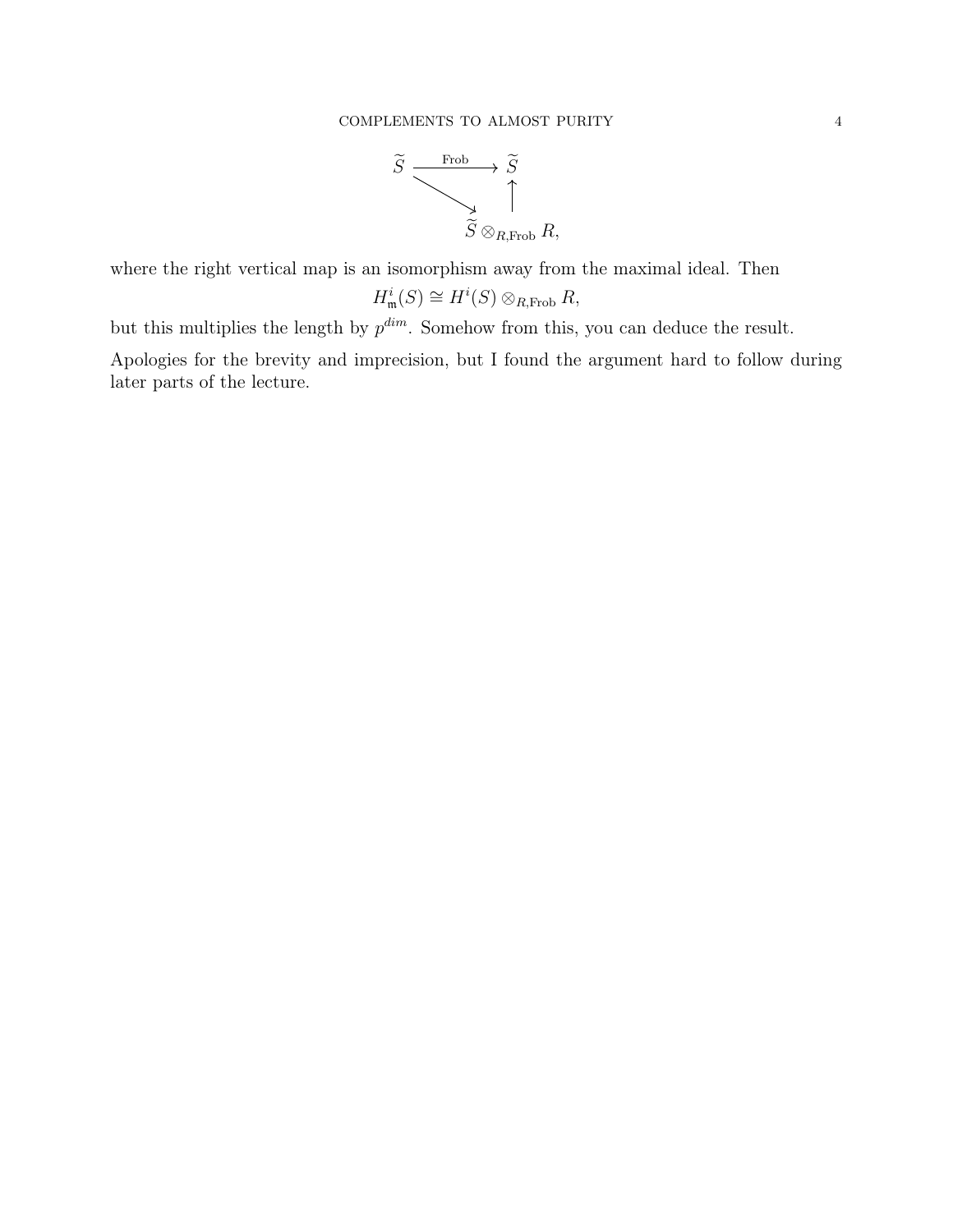$$\begin{array}{ccc} \widetilde{S} & \xrightarrow{\text{Frob}} & \widetilde{S} \\ & \searrow & \uparrow \\ & & \widetilde{S} \otimes_{R,\text{Frob}} R, \end{array}$$

where the right vertical map is an isomorphism away from the maximal ideal. Then

$$H^i_{\mathfrak{m}}(S) \cong H^i(S) \otimes_{R,\text{Frob}} R,$$

but this multiplies the length by $p^{dim}$. Somehow from this, you can deduce the result.

Apologies for the brevity and imprecision, but I found the argument hard to follow during later parts of the lecture.